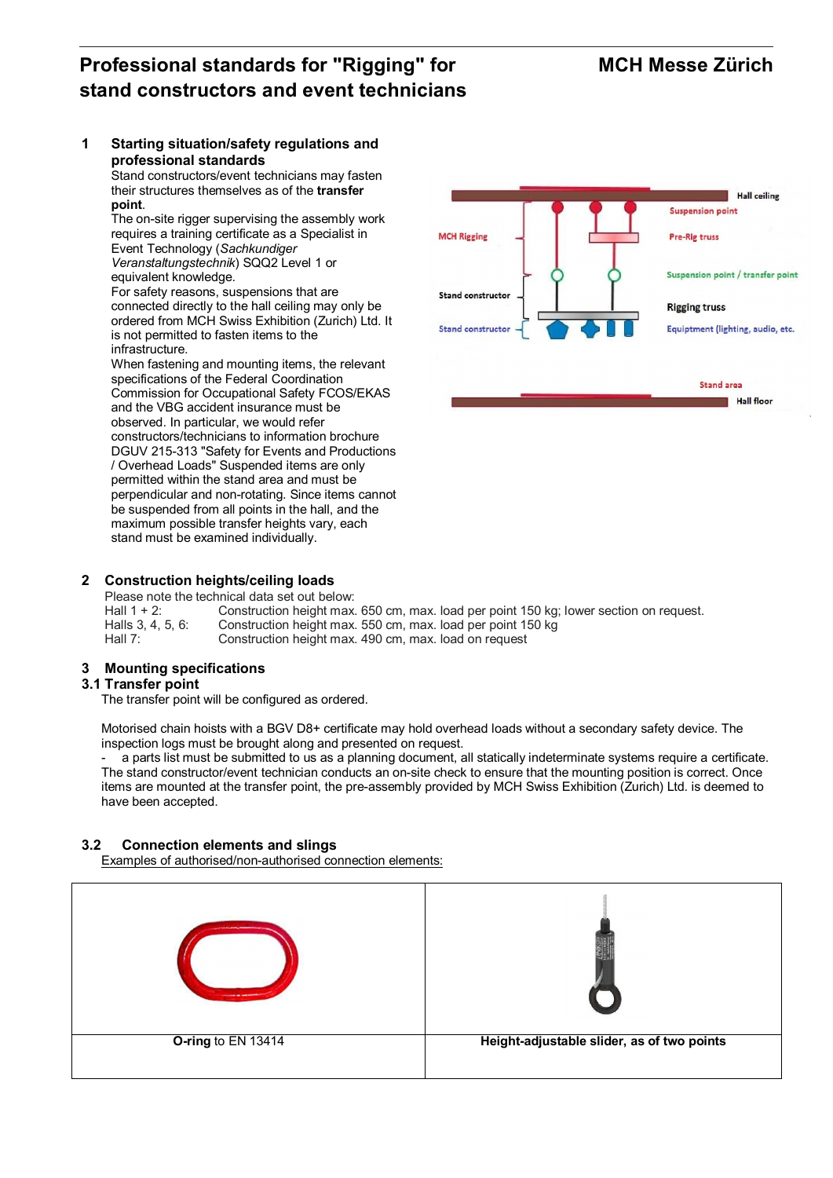# Professional standards for "Rigging" for stand constructors and event technicians

**MCH Messe Zürich**

## 1 Starting situation/safety regulations and professional standards

Stand constructors/event technicians may fasten their structures themselves as of the **transfer point**.

The on-site rigger supervising the assembly work requires a training certificate as a Specialist in Event Technology (*Sachkundiger Veranstaltungstechnik*) SQQ2 Level 1 or equivalent knowledge.

For safety reasons, suspensions that are connected directly to the hall ceiling may only be ordered from MCH Swiss Exhibition (Zurich) Ltd. It is not permitted to fasten items to the infrastructure.

When fastening and mounting items, the relevant specifications of the Federal Coordination Commission for Occupational Safety FCOS/EKAS and the VBG accident insurance must be observed. In particular, we would refer constructors/technicians to information brochure DGUV 215-313 "Safety for Events and Productions / Overhead Loads" Suspended items are only permitted within the stand area and must be perpendicular and non-rotating. Since items cannot be suspended from all points in the hall, and the maximum possible transfer heights vary, each stand must be examined individually.

Hall ceiling
Suspension point
MCH Rigging
Pre-Rig truss
Suspension point / transfer point
Stand constructor
Rigging truss
Stand constructor
Equiptment (lighting, audio, etc.
Stand area
Hall floor

## 2 Construction heights/ceiling loads

Please note the technical data set out below:

| | |
|---|---|
| Hall 1 + 2: | Construction height max. 650 cm, max. load per point 150 kg; lower section on request. |
| Halls 3, 4, 5, 6: | Construction height max. 550 cm, max. load per point 150 kg |
| Hall 7: | Construction height max. 490 cm, max. load on request |

## 3 Mounting specifications

### 3.1 Transfer point

The transfer point will be configured as ordered.

Motorised chain hoists with a BGV D8+ certificate may hold overhead loads without a secondary safety device. The inspection logs must be brought along and presented on request.

- a parts list must be submitted to us as a planning document, all statically indeterminate systems require a certificate.

The stand constructor/event technician conducts an on-site check to ensure that the mounting position is correct. Once items are mounted at the transfer point, the pre-assembly provided by MCH Swiss Exhibition (Zurich) Ltd. is deemed to have been accepted.

### 3.2 Connection elements and slings

Examples of authorised/non-authorised connection elements:

| | |
|---|---|
| **O-ring** to EN 13414 | **Height-adjustable slider, as of two points** |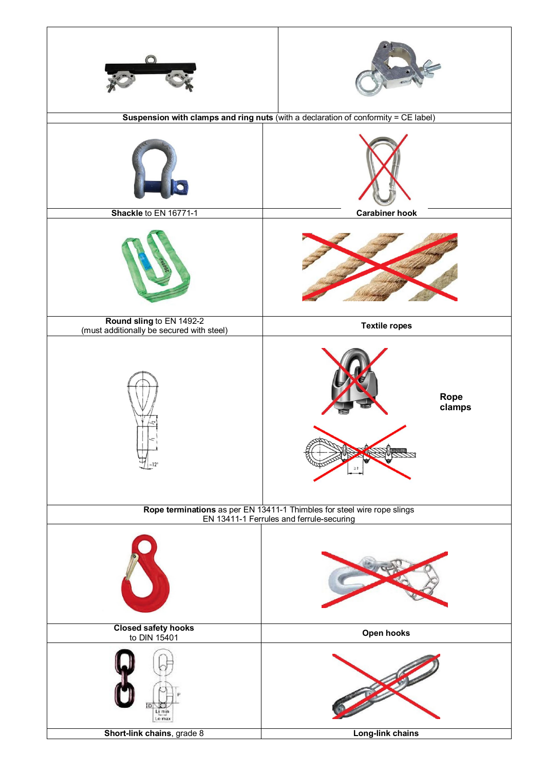| | |
|---|---|
| **Suspension with clamps and ring nuts** (with a declaration of conformity = CE label) | |
| **Shackle** to EN 16771-1 | **Carabiner hook** |
| **Round sling** to EN 1492-2<br>(must additionally be secured with steel) | **Textile ropes** |
| | **Rope clamps** |
| **Rope terminations** as per EN 13411-1 Thimbles for steel wire rope slings<br>EN 13411-1 Ferrules and ferrule-securing | |
| **Closed safety hooks**<br>to DIN 15401 | **Open hooks** |
| **Short-link chains**, grade 8 | **Long-link chains** |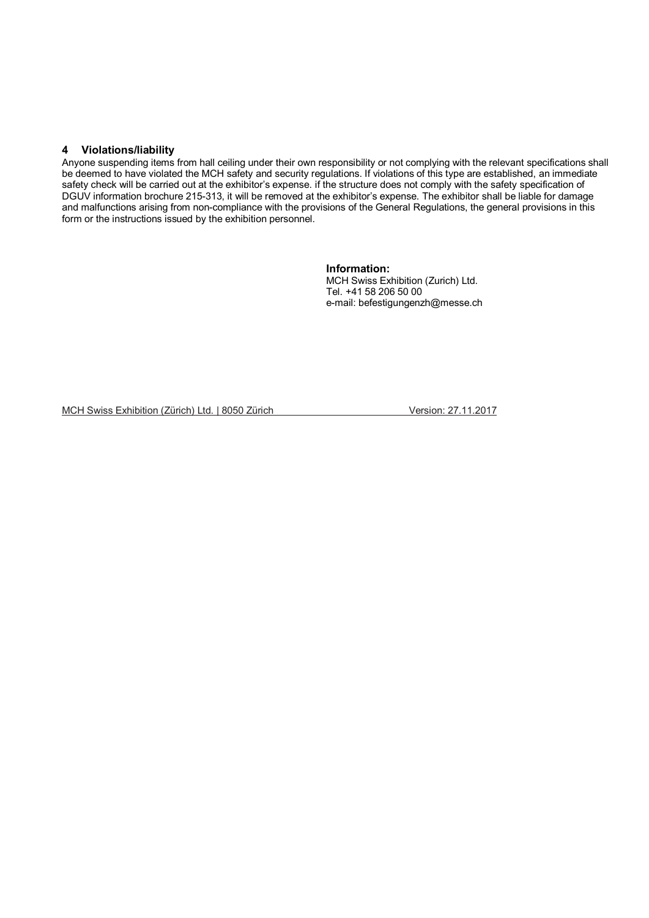## 4 Violations/liability

Anyone suspending items from hall ceiling under their own responsibility or not complying with the relevant specifications shall be deemed to have violated the MCH safety and security regulations. If violations of this type are established, an immediate safety check will be carried out at the exhibitor's expense. if the structure does not comply with the safety specification of DGUV information brochure 215-313, it will be removed at the exhibitor's expense. The exhibitor shall be liable for damage and malfunctions arising from non-compliance with the provisions of the General Regulations, the general provisions in this form or the instructions issued by the exhibition personnel.

**Information:**
MCH Swiss Exhibition (Zurich) Ltd.
Tel. +41 58 206 50 00
e-mail: befestigungenzh@messe.ch